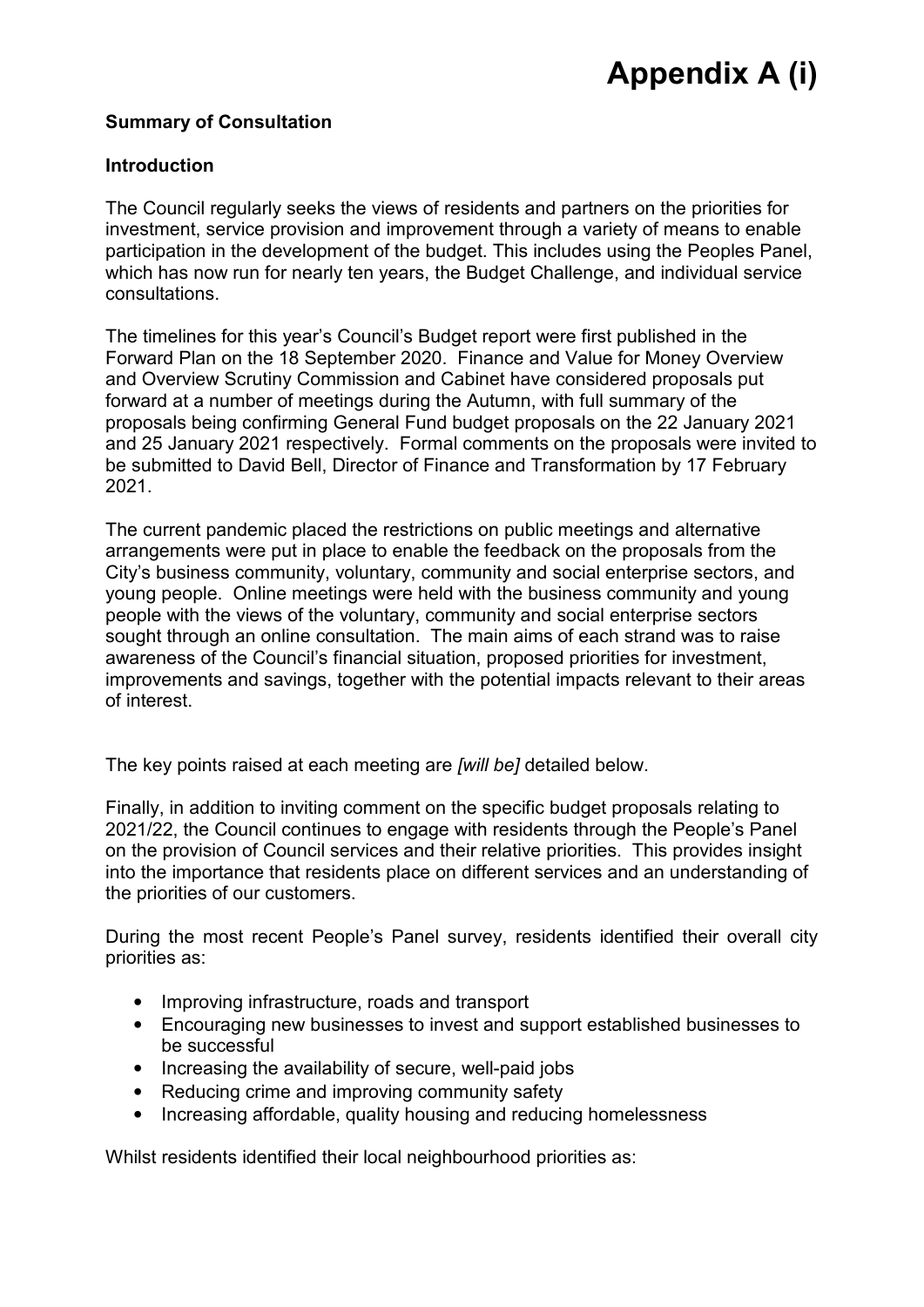# Appendix A (i)

**Summary of Consultation**

**Introduction**

The Council regularly seeks the views of residents and partners on the priorities for investment, service provision and improvement through a variety of means to enable participation in the development of the budget. This includes using the Peoples Panel, which has now run for nearly ten years, the Budget Challenge, and individual service consultations.

The timelines for this year's Council's Budget report were first published in the Forward Plan on the 18 September 2020. Finance and Value for Money Overview and Overview Scrutiny Commission and Cabinet have considered proposals put forward at a number of meetings during the Autumn, with full summary of the proposals being confirming General Fund budget proposals on the 22 January 2021 and 25 January 2021 respectively. Formal comments on the proposals were invited to be submitted to David Bell, Director of Finance and Transformation by 17 February 2021.

The current pandemic placed the restrictions on public meetings and alternative arrangements were put in place to enable the feedback on the proposals from the City's business community, voluntary, community and social enterprise sectors, and young people. Online meetings were held with the business community and young people with the views of the voluntary, community and social enterprise sectors sought through an online consultation. The main aims of each strand was to raise awareness of the Council's financial situation, proposed priorities for investment, improvements and savings, together with the potential impacts relevant to their areas of interest.

The key points raised at each meeting are *[will be]* detailed below.

Finally, in addition to inviting comment on the specific budget proposals relating to 2021/22, the Council continues to engage with residents through the People's Panel on the provision of Council services and their relative priorities. This provides insight into the importance that residents place on different services and an understanding of the priorities of our customers.

During the most recent People's Panel survey, residents identified their overall city priorities as:

- Improving infrastructure, roads and transport
- Encouraging new businesses to invest and support established businesses to be successful
- Increasing the availability of secure, well-paid jobs
- Reducing crime and improving community safety
- Increasing affordable, quality housing and reducing homelessness

Whilst residents identified their local neighbourhood priorities as: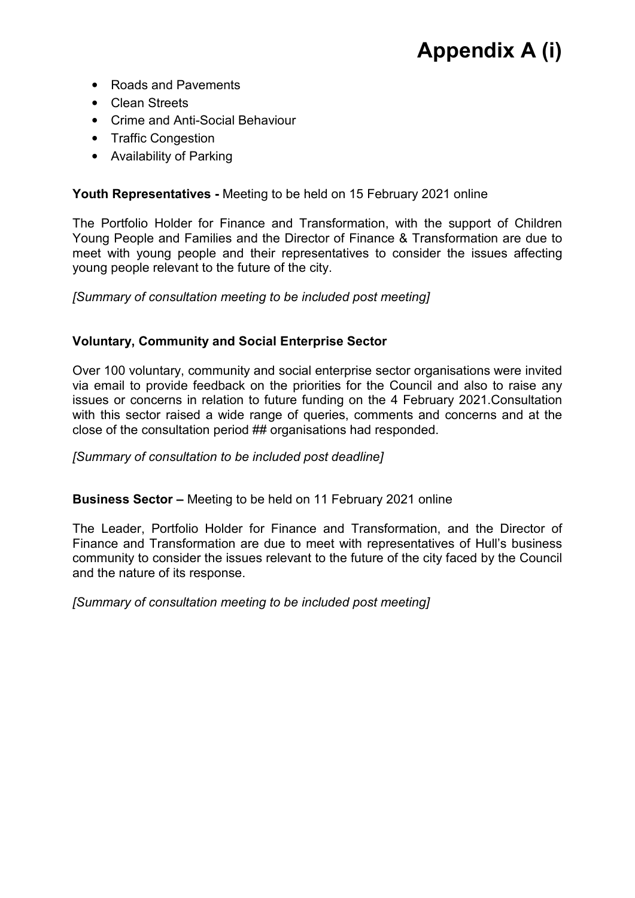# Appendix A (i)

- Roads and Pavements
- Clean Streets
- Crime and Anti-Social Behaviour
- Traffic Congestion
- Availability of Parking

**Youth Representatives -** Meeting to be held on 15 February 2021 online

The Portfolio Holder for Finance and Transformation, with the support of Children Young People and Families and the Director of Finance & Transformation are due to meet with young people and their representatives to consider the issues affecting young people relevant to the future of the city.

*[Summary of consultation meeting to be included post meeting]*

**Voluntary, Community and Social Enterprise Sector**

Over 100 voluntary, community and social enterprise sector organisations were invited via email to provide feedback on the priorities for the Council and also to raise any issues or concerns in relation to future funding on the 4 February 2021.Consultation with this sector raised a wide range of queries, comments and concerns and at the close of the consultation period ## organisations had responded.

*[Summary of consultation to be included post deadline]*

**Business Sector –** Meeting to be held on 11 February 2021 online

The Leader, Portfolio Holder for Finance and Transformation, and the Director of Finance and Transformation are due to meet with representatives of Hull's business community to consider the issues relevant to the future of the city faced by the Council and the nature of its response.

*[Summary of consultation meeting to be included post meeting]*